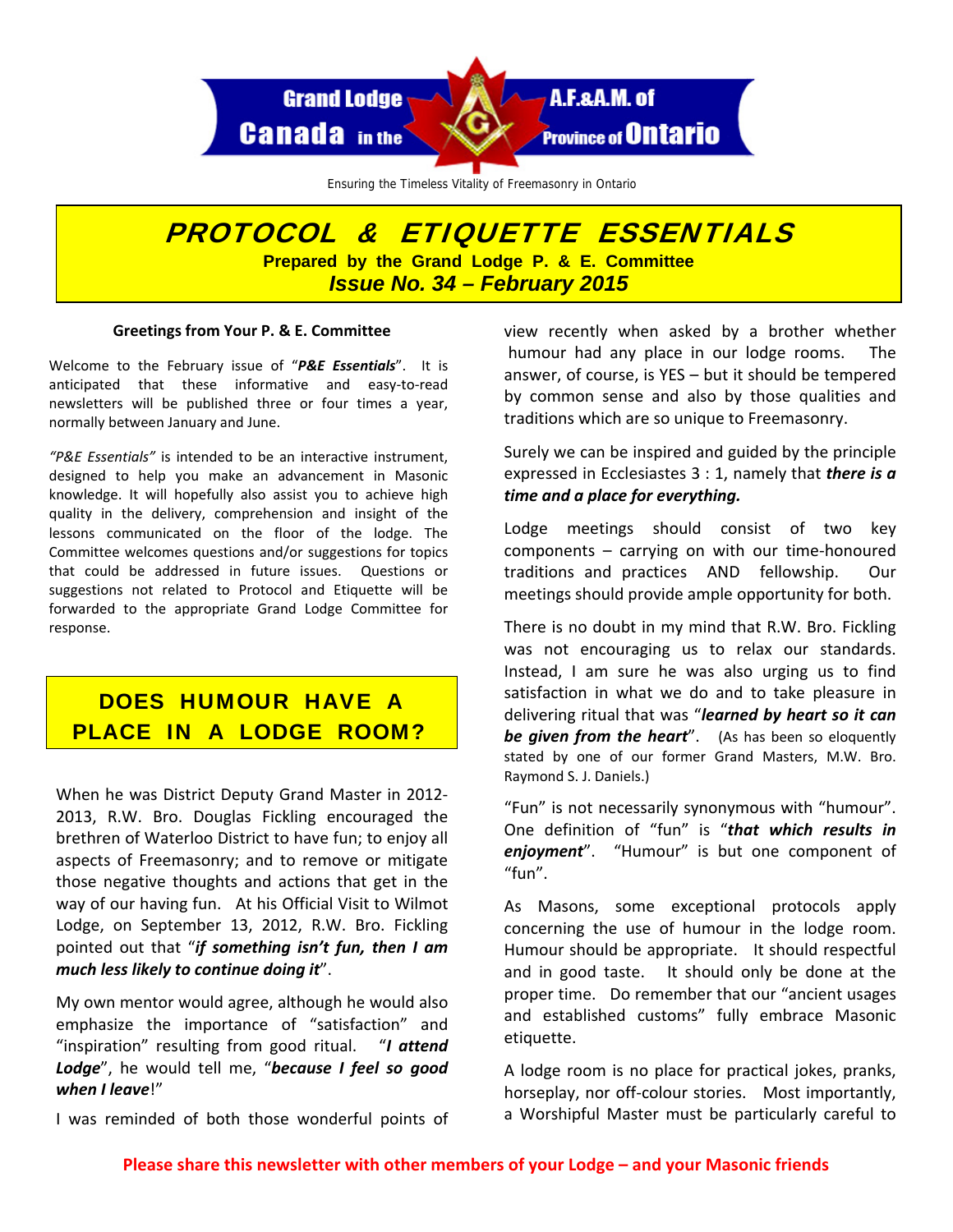Grand Lodge A.F.&A.M. of Canada in the Province of Ontario

Ensuring the Timeless Vitality of Freemasonry in Ontario

# PROTOCOL & ETIQUETTE ESSENTIALS

**Prepared by the Grand Lodge P. & E. Committee**

***Issue No. 34 – February 2015***

**Greetings from Your P. & E. Committee**

Welcome to the February issue of "***P&E Essentials***". It is anticipated that these informative and easy-to-read newsletters will be published three or four times a year, normally between January and June.

*"P&E Essentials"* is intended to be an interactive instrument, designed to help you make an advancement in Masonic knowledge. It will hopefully also assist you to achieve high quality in the delivery, comprehension and insight of the lessons communicated on the floor of the lodge. The Committee welcomes questions and/or suggestions for topics that could be addressed in future issues. Questions or suggestions not related to Protocol and Etiquette will be forwarded to the appropriate Grand Lodge Committee for response.

## DOES HUMOUR HAVE A PLACE IN A LODGE ROOM?

When he was District Deputy Grand Master in 2012-2013, R.W. Bro. Douglas Fickling encouraged the brethren of Waterloo District to have fun; to enjoy all aspects of Freemasonry; and to remove or mitigate those negative thoughts and actions that get in the way of our having fun. At his Official Visit to Wilmot Lodge, on September 13, 2012, R.W. Bro. Fickling pointed out that "***if something isn't fun, then I am much less likely to continue doing it***".

My own mentor would agree, although he would also emphasize the importance of "satisfaction" and "inspiration" resulting from good ritual. "***I attend Lodge***", he would tell me, "***because I feel so good when I leave***!"

I was reminded of both those wonderful points of view recently when asked by a brother whether humour had any place in our lodge rooms. The answer, of course, is YES – but it should be tempered by common sense and also by those qualities and traditions which are so unique to Freemasonry.

Surely we can be inspired and guided by the principle expressed in Ecclesiastes 3 : 1, namely that ***there is a time and a place for everything.***

Lodge meetings should consist of two key components – carrying on with our time-honoured traditions and practices AND fellowship. Our meetings should provide ample opportunity for both.

There is no doubt in my mind that R.W. Bro. Fickling was not encouraging us to relax our standards. Instead, I am sure he was also urging us to find satisfaction in what we do and to take pleasure in delivering ritual that was "***learned by heart so it can be given from the heart***". (As has been so eloquently stated by one of our former Grand Masters, M.W. Bro. Raymond S. J. Daniels.)

"Fun" is not necessarily synonymous with "humour". One definition of "fun" is "***that which results in enjoyment***". "Humour" is but one component of "fun".

As Masons, some exceptional protocols apply concerning the use of humour in the lodge room. Humour should be appropriate. It should respectful and in good taste. It should only be done at the proper time. Do remember that our "ancient usages and established customs" fully embrace Masonic etiquette.

A lodge room is no place for practical jokes, pranks, horseplay, nor off-colour stories. Most importantly, a Worshipful Master must be particularly careful to

**Please share this newsletter with other members of your Lodge – and your Masonic friends**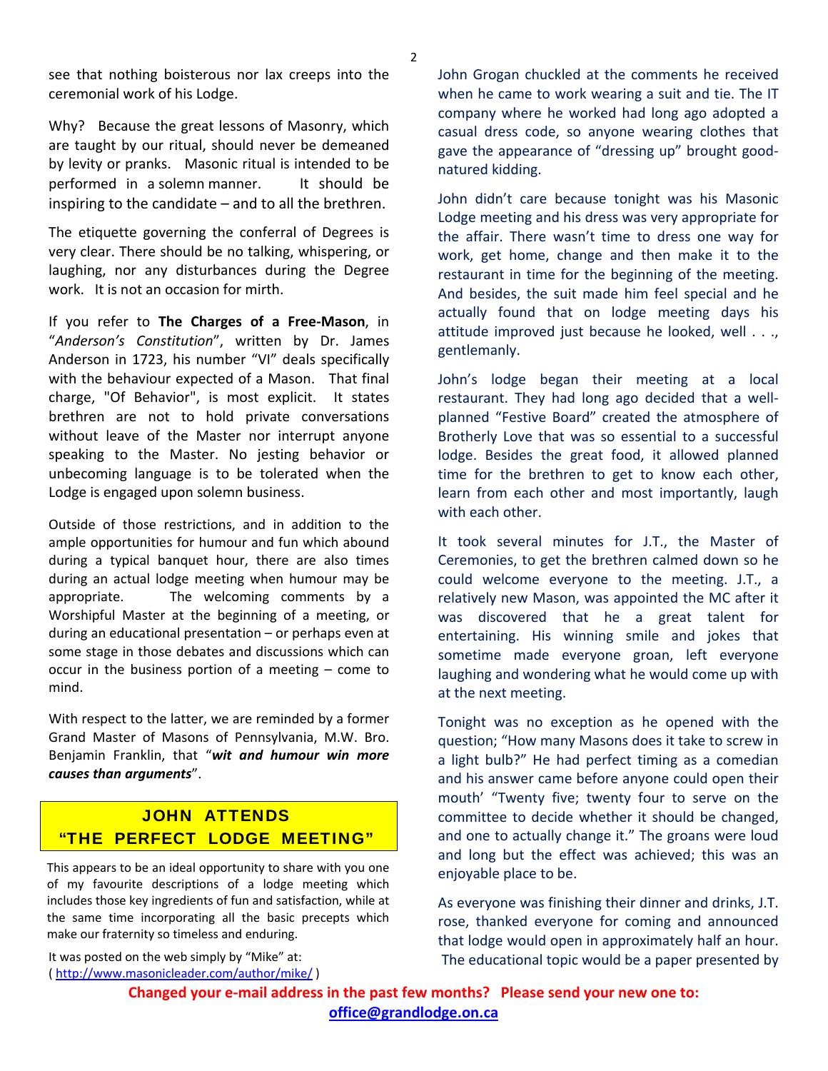see that nothing boisterous nor lax creeps into the ceremonial work of his Lodge.

Why? Because the great lessons of Masonry, which are taught by our ritual, should never be demeaned by levity or pranks. Masonic ritual is intended to be performed in a solemn manner. It should be inspiring to the candidate – and to all the brethren.

The etiquette governing the conferral of Degrees is very clear. There should be no talking, whispering, or laughing, nor any disturbances during the Degree work. It is not an occasion for mirth.

If you refer to **The Charges of a Free-Mason**, in "*Anderson's Constitution*", written by Dr. James Anderson in 1723, his number "VI" deals specifically with the behaviour expected of a Mason. That final charge, "Of Behavior", is most explicit. It states brethren are not to hold private conversations without leave of the Master nor interrupt anyone speaking to the Master. No jesting behavior or unbecoming language is to be tolerated when the Lodge is engaged upon solemn business.

Outside of those restrictions, and in addition to the ample opportunities for humour and fun which abound during a typical banquet hour, there are also times during an actual lodge meeting when humour may be appropriate. The welcoming comments by a Worshipful Master at the beginning of a meeting, or during an educational presentation – or perhaps even at some stage in those debates and discussions which can occur in the business portion of a meeting – come to mind.

With respect to the latter, we are reminded by a former Grand Master of Masons of Pennsylvania, M.W. Bro. Benjamin Franklin, that "***wit and humour win more causes than arguments***".

## JOHN ATTENDS "THE PERFECT LODGE MEETING"

This appears to be an ideal opportunity to share with you one of my favourite descriptions of a lodge meeting which includes those key ingredients of fun and satisfaction, while at the same time incorporating all the basic precepts which make our fraternity so timeless and enduring.

It was posted on the web simply by "Mike" at: ( http://www.masonicleader.com/author/mike/ )

John Grogan chuckled at the comments he received when he came to work wearing a suit and tie. The IT company where he worked had long ago adopted a casual dress code, so anyone wearing clothes that gave the appearance of "dressing up" brought good-natured kidding.

John didn't care because tonight was his Masonic Lodge meeting and his dress was very appropriate for the affair. There wasn't time to dress one way for work, get home, change and then make it to the restaurant in time for the beginning of the meeting. And besides, the suit made him feel special and he actually found that on lodge meeting days his attitude improved just because he looked, well . . ., gentlemanly.

John's lodge began their meeting at a local restaurant. They had long ago decided that a well-planned "Festive Board" created the atmosphere of Brotherly Love that was so essential to a successful lodge. Besides the great food, it allowed planned time for the brethren to get to know each other, learn from each other and most importantly, laugh with each other.

It took several minutes for J.T., the Master of Ceremonies, to get the brethren calmed down so he could welcome everyone to the meeting. J.T., a relatively new Mason, was appointed the MC after it was discovered that he a great talent for entertaining. His winning smile and jokes that sometime made everyone groan, left everyone laughing and wondering what he would come up with at the next meeting.

Tonight was no exception as he opened with the question; "How many Masons does it take to screw in a light bulb?" He had perfect timing as a comedian and his answer came before anyone could open their mouth' "Twenty five; twenty four to serve on the committee to decide whether it should be changed, and one to actually change it." The groans were loud and long but the effect was achieved; this was an enjoyable place to be.

As everyone was finishing their dinner and drinks, J.T. rose, thanked everyone for coming and announced that lodge would open in approximately half an hour. The educational topic would be a paper presented by

**Changed your e-mail address in the past few months? Please send your new one to: office@grandlodge.on.ca**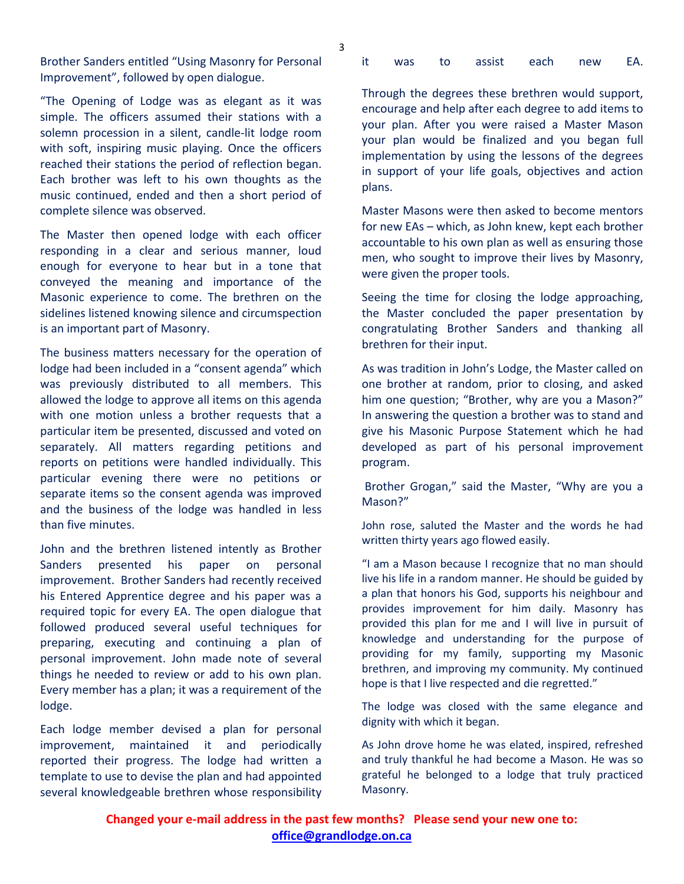Brother Sanders entitled "Using Masonry for Personal Improvement", followed by open dialogue.

"The Opening of Lodge was as elegant as it was simple. The officers assumed their stations with a solemn procession in a silent, candle-lit lodge room with soft, inspiring music playing. Once the officers reached their stations the period of reflection began. Each brother was left to his own thoughts as the music continued, ended and then a short period of complete silence was observed.

The Master then opened lodge with each officer responding in a clear and serious manner, loud enough for everyone to hear but in a tone that conveyed the meaning and importance of the Masonic experience to come. The brethren on the sidelines listened knowing silence and circumspection is an important part of Masonry.

The business matters necessary for the operation of lodge had been included in a "consent agenda" which was previously distributed to all members. This allowed the lodge to approve all items on this agenda with one motion unless a brother requests that a particular item be presented, discussed and voted on separately. All matters regarding petitions and reports on petitions were handled individually. This particular evening there were no petitions or separate items so the consent agenda was improved and the business of the lodge was handled in less than five minutes.

John and the brethren listened intently as Brother Sanders presented his paper on personal improvement. Brother Sanders had recently received his Entered Apprentice degree and his paper was a required topic for every EA. The open dialogue that followed produced several useful techniques for preparing, executing and continuing a plan of personal improvement. John made note of several things he needed to review or add to his own plan. Every member has a plan; it was a requirement of the lodge.

Each lodge member devised a plan for personal improvement, maintained it and periodically reported their progress. The lodge had written a template to use to devise the plan and had appointed several knowledgeable brethren whose responsibility it was to assist each new EA.

Through the degrees these brethren would support, encourage and help after each degree to add items to your plan. After you were raised a Master Mason your plan would be finalized and you began full implementation by using the lessons of the degrees in support of your life goals, objectives and action plans.

Master Masons were then asked to become mentors for new EAs – which, as John knew, kept each brother accountable to his own plan as well as ensuring those men, who sought to improve their lives by Masonry, were given the proper tools.

Seeing the time for closing the lodge approaching, the Master concluded the paper presentation by congratulating Brother Sanders and thanking all brethren for their input.

As was tradition in John's Lodge, the Master called on one brother at random, prior to closing, and asked him one question; "Brother, why are you a Mason?" In answering the question a brother was to stand and give his Masonic Purpose Statement which he had developed as part of his personal improvement program.

Brother Grogan," said the Master, "Why are you a Mason?"

John rose, saluted the Master and the words he had written thirty years ago flowed easily.

"I am a Mason because I recognize that no man should live his life in a random manner. He should be guided by a plan that honors his God, supports his neighbour and provides improvement for him daily. Masonry has provided this plan for me and I will live in pursuit of knowledge and understanding for the purpose of providing for my family, supporting my Masonic brethren, and improving my community. My continued hope is that I live respected and die regretted."

The lodge was closed with the same elegance and dignity with which it began.

As John drove home he was elated, inspired, refreshed and truly thankful he had become a Mason. He was so grateful he belonged to a lodge that truly practiced Masonry.

**Changed your e-mail address in the past few months? Please send your new one to: office@grandlodge.on.ca**